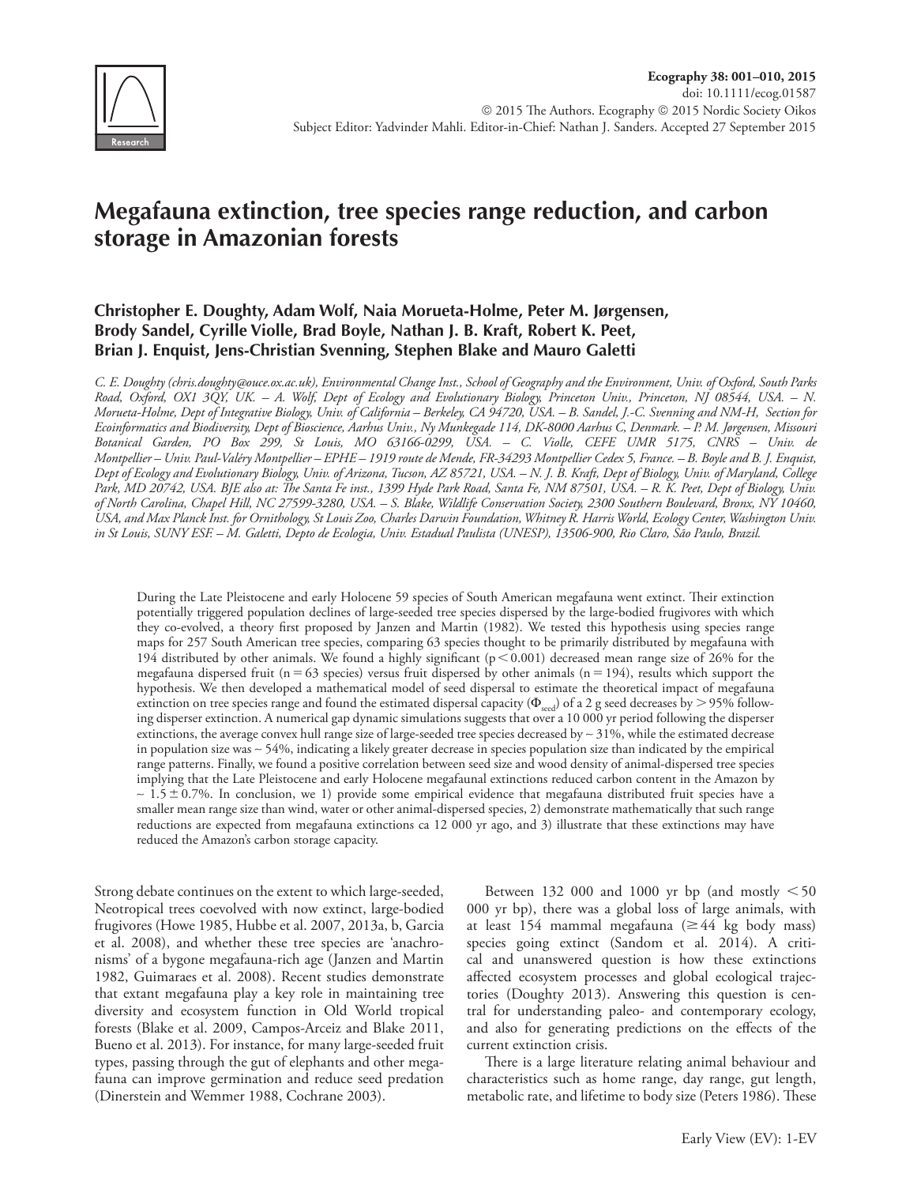Ecography 38: 001–010, 2015
doi: 10.1111/ecog.01587
© 2015 The Authors. Ecography © 2015 Nordic Society Oikos
Subject Editor: Yadvinder Malhi. Editor-in-Chief: Nathan J. Sanders. Accepted 27 September 2015

# Megafauna extinction, tree species range reduction, and carbon storage in Amazonian forests

**Christopher E. Doughty, Adam Wolf, Naia Morueta-Holme, Peter M. Jørgensen, Brody Sandel, Cyrille Violle, Brad Boyle, Nathan J. B. Kraft, Robert K. Peet, Brian J. Enquist, Jens-Christian Svenning, Stephen Blake and Mauro Galetti**

*C. E. Doughty (chris.doughty@ouce.ox.ac.uk), Environmental Change Inst., School of Geography and the Environment, Univ. of Oxford, South Parks Road, Oxford, OX1 3QY, UK. – A. Wolf, Dept of Ecology and Evolutionary Biology, Princeton Univ., Princeton, NJ 08544, USA. – N. Morueta-Holme, Dept of Integrative Biology, Univ. of California – Berkeley, CA 94720, USA. – B. Sandel, J.-C. Svenning and NM-H, Section for Ecoinformatics and Biodiversity, Dept of Bioscience, Aarhus Univ., Ny Munkegade 114, DK-8000 Aarhus C, Denmark. – P. M. Jørgensen, Missouri Botanical Garden, PO Box 299, St Louis, MO 63166-0299, USA. – C. Violle, CEFE UMR 5175, CNRS – Univ. de Montpellier – Univ. Paul-Valéry Montpellier – EPHE – 1919 route de Mende, FR-34293 Montpellier Cedex 5, France. – B. Boyle and B. J. Enquist, Dept of Ecology and Evolutionary Biology, Univ. of Arizona, Tucson, AZ 85721, USA. – N. J. B. Kraft, Dept of Biology, Univ. of Maryland, College Park, MD 20742, USA. BJE also at: The Santa Fe inst., 1399 Hyde Park Road, Santa Fe, NM 87501, USA. – R. K. Peet, Dept of Biology, Univ. of North Carolina, Chapel Hill, NC 27599-3280, USA. – S. Blake, Wildlife Conservation Society, 2300 Southern Boulevard, Bronx, NY 10460, USA, and Max Planck Inst. for Ornithology, St Louis Zoo, Charles Darwin Foundation, Whitney R. Harris World, Ecology Center, Washington Univ. in St Louis, SUNY ESF. – M. Galetti, Depto de Ecologia, Univ. Estadual Paulista (UNESP), 13506-900, Rio Claro, São Paulo, Brazil.*

During the Late Pleistocene and early Holocene 59 species of South American megafauna went extinct. Their extinction potentially triggered population declines of large-seeded tree species dispersed by the large-bodied frugivores with which they co-evolved, a theory first proposed by Janzen and Martin (1982). We tested this hypothesis using species range maps for 257 South American tree species, comparing 63 species thought to be primarily distributed by megafauna with 194 distributed by other animals. We found a highly significant ($p < 0.001$) decreased mean range size of 26% for the megafauna dispersed fruit ($n = 63$ species) versus fruit dispersed by other animals ($n = 194$), results which support the hypothesis. We then developed a mathematical model of seed dispersal to estimate the theoretical impact of megafauna extinction on tree species range and found the estimated dispersal capacity ($\Phi_{seed}$) of a 2 g seed decreases by > 95% following disperser extinction. A numerical gap dynamic simulations suggests that over a 10 000 yr period following the disperser extinctions, the average convex hull range size of large-seeded tree species decreased by ~ 31%, while the estimated decrease in population size was ~ 54%, indicating a likely greater decrease in species population size than indicated by the empirical range patterns. Finally, we found a positive correlation between seed size and wood density of animal-dispersed tree species implying that the Late Pleistocene and early Holocene megafaunal extinctions reduced carbon content in the Amazon by ~ 1.5 ± 0.7%. In conclusion, we 1) provide some empirical evidence that megafauna distributed fruit species have a smaller mean range size than wind, water or other animal-dispersed species, 2) demonstrate mathematically that such range reductions are expected from megafauna extinctions ca 12 000 yr ago, and 3) illustrate that these extinctions may have reduced the Amazon's carbon storage capacity.

Strong debate continues on the extent to which large-seeded, Neotropical trees coevolved with now extinct, large-bodied frugivores (Howe 1985, Hubbe et al. 2007, 2013a, b, Garcia et al. 2008), and whether these tree species are 'anachronisms' of a bygone megafauna-rich age (Janzen and Martin 1982, Guimaraes et al. 2008). Recent studies demonstrate that extant megafauna play a key role in maintaining tree diversity and ecosystem function in Old World tropical forests (Blake et al. 2009, Campos-Arceiz and Blake 2011, Bueno et al. 2013). For instance, for many large-seeded fruit types, passing through the gut of elephants and other megafauna can improve germination and reduce seed predation (Dinerstein and Wemmer 1988, Cochrane 2003).

Between 132 000 and 1000 yr bp (and mostly < 50 000 yr bp), there was a global loss of large animals, with at least 154 mammal megafauna (≥ 44 kg body mass) species going extinct (Sandom et al. 2014). A critical and unanswered question is how these extinctions affected ecosystem processes and global ecological trajectories (Doughty 2013). Answering this question is central for understanding paleo- and contemporary ecology, and also for generating predictions on the effects of the current extinction crisis.

There is a large literature relating animal behaviour and characteristics such as home range, day range, gut length, metabolic rate, and lifetime to body size (Peters 1986). These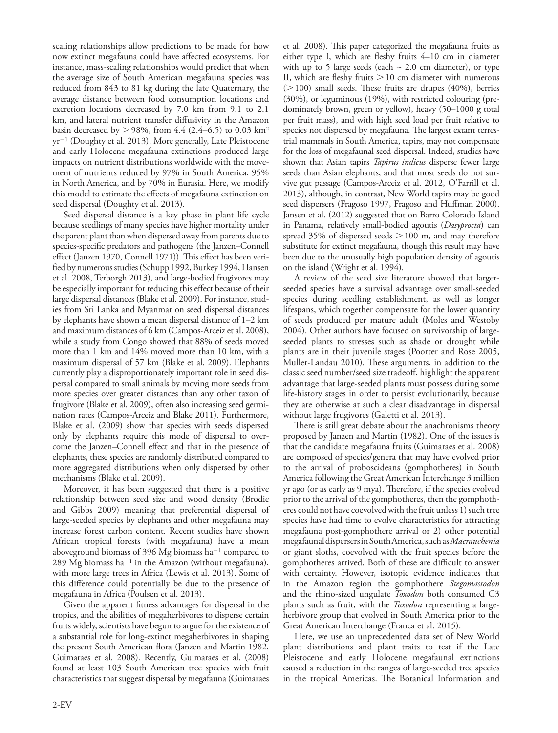scaling relationships allow predictions to be made for how now extinct megafauna could have affected ecosystems. For instance, mass-scaling relationships would predict that when the average size of South American megafauna species was reduced from 843 to 81 kg during the late Quaternary, the average distance between food consumption locations and excretion locations decreased by 7.0 km from 9.1 to 2.1 km, and lateral nutrient transfer diffusivity in the Amazon basin decreased by > 98%, from 4.4 (2.4–6.5) to 0.03 $km^2$ $yr^{-1}$ (Doughty et al. 2013). More generally, Late Pleistocene and early Holocene megafauna extinctions produced large impacts on nutrient distributions worldwide with the movement of nutrients reduced by 97% in South America, 95% in North America, and by 70% in Eurasia. Here, we modify this model to estimate the effects of megafauna extinction on seed dispersal (Doughty et al. 2013).

Seed dispersal distance is a key phase in plant life cycle because seedlings of many species have higher mortality under the parent plant than when dispersed away from parents due to species-specific predators and pathogens (the Janzen–Connell effect (Janzen 1970, Connell 1971)). This effect has been verified by numerous studies (Schupp 1992, Burkey 1994, Hansen et al. 2008, Terborgh 2013), and large-bodied frugivores may be especially important for reducing this effect because of their large dispersal distances (Blake et al. 2009). For instance, studies from Sri Lanka and Myanmar on seed dispersal distances by elephants have shown a mean dispersal distance of 1–2 km and maximum distances of 6 km (Campos-Arceiz et al. 2008), while a study from Congo showed that 88% of seeds moved more than 1 km and 14% moved more than 10 km, with a maximum dispersal of 57 km (Blake et al. 2009). Elephants currently play a disproportionately important role in seed dispersal compared to small animals by moving more seeds from more species over greater distances than any other taxon of frugivore (Blake et al. 2009), often also increasing seed germination rates (Campos-Arceiz and Blake 2011). Furthermore, Blake et al. (2009) show that species with seeds dispersed only by elephants require this mode of dispersal to overcome the Janzen–Connell effect and that in the presence of elephants, these species are randomly distributed compared to more aggregated distributions when only dispersed by other mechanisms (Blake et al. 2009).

Moreover, it has been suggested that there is a positive relationship between seed size and wood density (Brodie and Gibbs 2009) meaning that preferential dispersal of large-seeded species by elephants and other megafauna may increase forest carbon content. Recent studies have shown African tropical forests (with megafauna) have a mean aboveground biomass of 396 Mg biomass $ha^{-1}$ compared to 289 Mg biomass $ha^{-1}$ in the Amazon (without megafauna), with more large trees in Africa (Lewis et al. 2013). Some of this difference could potentially be due to the presence of megafauna in Africa (Poulsen et al. 2013).

Given the apparent fitness advantages for dispersal in the tropics, and the abilities of megaherbivores to disperse certain fruits widely, scientists have begun to argue for the existence of a substantial role for long-extinct megaherbivores in shaping the present South American flora (Janzen and Martin 1982, Guimaraes et al. 2008). Recently, Guimaraes et al. (2008) found at least 103 South American tree species with fruit characteristics that suggest dispersal by megafauna (Guimaraes et al. 2008). This paper categorized the megafauna fruits as either type I, which are fleshy fruits 4–10 cm in diameter with up to 5 large seeds (each ~ 2.0 cm diameter), or type II, which are fleshy fruits > 10 cm diameter with numerous (> 100) small seeds. These fruits are drupes (40%), berries (30%), or leguminous (19%), with restricted colouring (predominately brown, green or yellow), heavy (50–1000 g total per fruit mass), and with high seed load per fruit relative to species not dispersed by megafauna. The largest extant terrestrial mammals in South America, tapirs, may not compensate for the loss of megafaunal seed dispersal. Indeed, studies have shown that Asian tapirs *Tapirus indicus* disperse fewer large seeds than Asian elephants, and that most seeds do not survive gut passage (Campos-Arceiz et al. 2012, O'Farrill et al. 2013), although, in contrast, New World tapirs may be good seed dispersers (Fragoso 1997, Fragoso and Huffman 2000). Jansen et al. (2012) suggested that on Barro Colorado Island in Panama, relatively small-bodied agoutis (*Dasyprocta*) can spread 35% of dispersed seeds > 100 m, and may therefore substitute for extinct megafauna, though this result may have been due to the unusually high population density of agoutis on the island (Wright et al. 1994).

A review of the seed size literature showed that larger-seeded species have a survival advantage over small-seeded species during seedling establishment, as well as longer lifespans, which together compensate for the lower quantity of seeds produced per mature adult (Moles and Westoby 2004). Other authors have focused on survivorship of large-seeded plants to stresses such as shade or drought while plants are in their juvenile stages (Poorter and Rose 2005, Muller-Landau 2010). These arguments, in addition to the classic seed number/seed size tradeoff, highlight the apparent advantage that large-seeded plants must possess during some life-history stages in order to persist evolutionarily, because they are otherwise at such a clear disadvantage in dispersal without large frugivores (Galetti et al. 2013).

There is still great debate about the anachronisms theory proposed by Janzen and Martin (1982). One of the issues is that the candidate megafauna fruits (Guimaraes et al. 2008) are composed of species/genera that may have evolved prior to the arrival of proboscideans (gomphotheres) in South America following the Great American Interchange 3 million yr ago (or as early as 9 mya). Therefore, if the species evolved prior to the arrival of the gomphotheres, then the gomphotheres could not have coevolved with the fruit unless 1) such tree species have had time to evolve characteristics for attracting megafauna post-gomphothere arrival or 2) other potential megafaunal dispersers in South America, such as *Macrauchenia* or giant sloths, coevolved with the fruit species before the gomphotheres arrived. Both of these are difficult to answer with certainty. However, isotopic evidence indicates that in the Amazon region the gomphothere *Stegomastodon* and the rhino-sized ungulate *Toxodon* both consumed C3 plants such as fruit, with the *Toxodon* representing a large-herbivore group that evolved in South America prior to the Great American Interchange (Franca et al. 2015).

Here, we use an unprecedented data set of New World plant distributions and plant traits to test if the Late Pleistocene and early Holocene megafauna extinctions caused a reduction in the ranges of large-seeded tree species in the tropical Americas. The Botanical Information and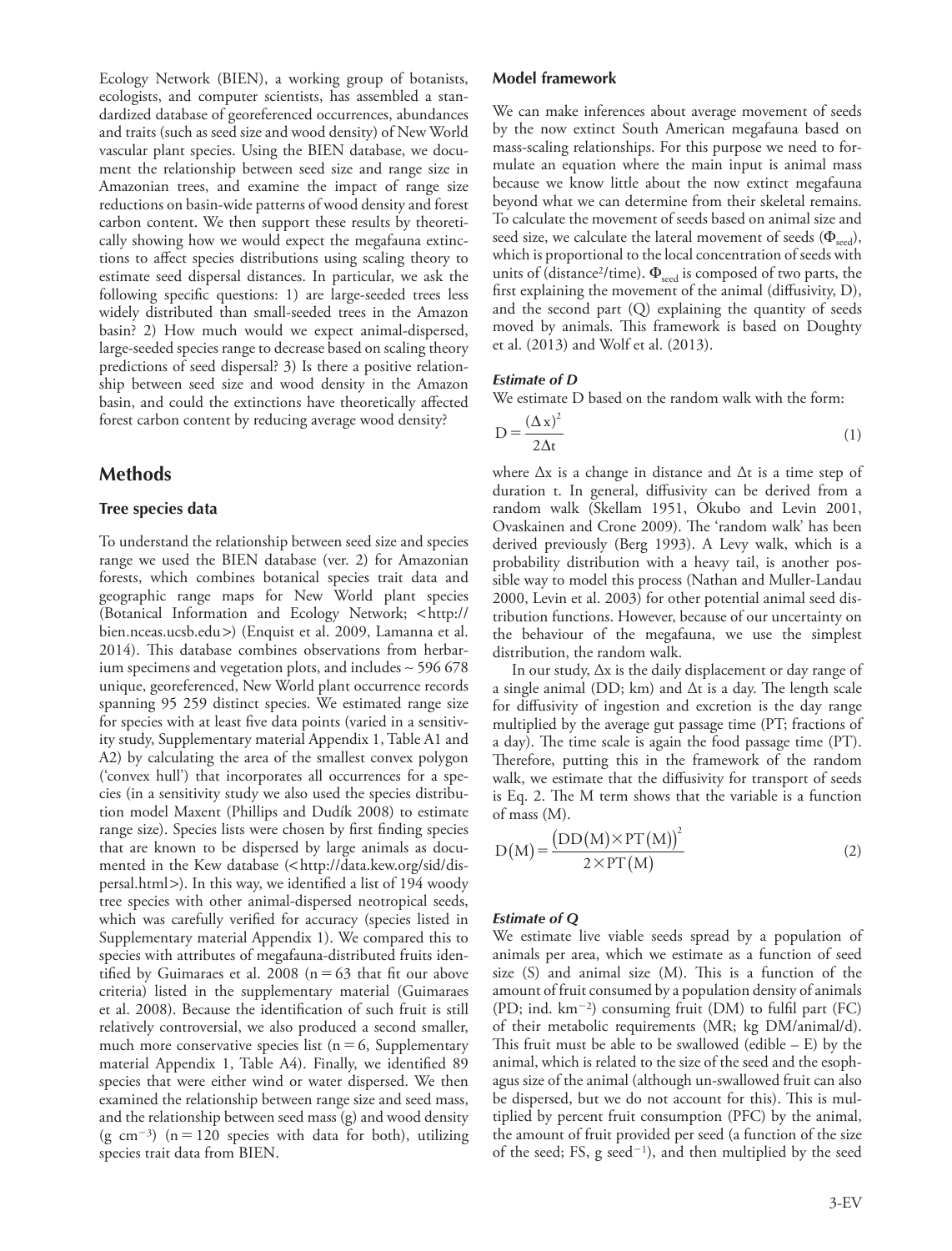Ecology Network (BIEN), a working group of botanists, ecologists, and computer scientists, has assembled a standardized database of georeferenced occurrences, abundances and traits (such as seed size and wood density) of New World vascular plant species. Using the BIEN database, we document the relationship between seed size and range size in Amazonian trees, and examine the impact of range size reductions on basin-wide patterns of wood density and forest carbon content. We then support these results by theoretically showing how we would expect the megafauna extinctions to affect species distributions using scaling theory to estimate seed dispersal distances. In particular, we ask the following specific questions: 1) are large-seeded trees less widely distributed than small-seeded trees in the Amazon basin? 2) How much would we expect animal-dispersed, large-seeded species range to decrease based on scaling theory predictions of seed dispersal? 3) Is there a positive relationship between seed size and wood density in the Amazon basin, and could the extinctions have theoretically affected forest carbon content by reducing average wood density?

## Methods

### Tree species data

To understand the relationship between seed size and species range we used the BIEN database (ver. 2) for Amazonian forests, which combines botanical species trait data and geographic range maps for New World plant species (Botanical Information and Ecology Network; <http://bien.nceas.ucsb.edu>) (Enquist et al. 2009, Lamanna et al. 2014). This database combines observations from herbarium specimens and vegetation plots, and includes ~ 596 678 unique, georeferenced, New World plant occurrence records spanning 95 259 distinct species. We estimated range size for species with at least five data points (varied in a sensitivity study, Supplementary material Appendix 1, Table A1 and A2) by calculating the area of the smallest convex polygon ('convex hull') that incorporates all occurrences for a species (in a sensitivity study we also used the species distribution model Maxent (Phillips and Dudík 2008) to estimate range size). Species lists were chosen by first finding species that are known to be dispersed by large animals as documented in the Kew database (<http://data.kew.org/sid/dispersal.html>). In this way, we identified a list of 194 woody tree species with other animal-dispersed neotropical seeds, which was carefully verified for accuracy (species listed in Supplementary material Appendix 1). We compared this to species with attributes of megafauna-distributed fruits identified by Guimaraes et al. 2008 ($n = 63$ that fit our above criteria) listed in the supplementary material (Guimaraes et al. 2008). Because the identification of such fruit is still relatively controversial, we also produced a second smaller, much more conservative species list ($n = 6$, Supplementary material Appendix 1, Table A4). Finally, we identified 89 species that were either wind or water dispersed. We then examined the relationship between range size and seed mass, and the relationship between seed mass (g) and wood density (g $cm^{-3}$) ($n = 120$ species with data for both), utilizing species trait data from BIEN.

### Model framework

We can make inferences about average movement of seeds by the now extinct South American megafauna based on mass-scaling relationships. For this purpose we need to formulate an equation where the main input is animal mass because we know little about the now extinct megafauna beyond what we can determine from their skeletal remains. To calculate the movement of seeds based on animal size and seed size, we calculate the lateral movement of seeds ($\Phi_{seed}$), which is proportional to the local concentration of seeds with units of (distance$^2$/time). $\Phi_{seed}$ is composed of two parts, the first explaining the movement of the animal (diffusivity, D), and the second part (Q) explaining the quantity of seeds moved by animals. This framework is based on Doughty et al. (2013) and Wolf et al. (2013).

#### *Estimate of D*

We estimate D based on the random walk with the form:

$$D = \frac{(\Delta x)^2}{2\Delta t} \tag{1}$$

where $\Delta x$ is a change in distance and $\Delta t$ is a time step of duration t. In general, diffusivity can be derived from a random walk (Skellam 1951, Okubo and Levin 2001, Ovaskainen and Crone 2009). The 'random walk' has been derived previously (Berg 1993). A Levy walk, which is a probability distribution with a heavy tail, is another possible way to model this process (Nathan and Muller-Landau 2000, Levin et al. 2003) for other potential animal seed distribution functions. However, because of our uncertainty on the behaviour of the megafauna, we use the simplest distribution, the random walk.

In our study, $\Delta x$ is the daily displacement or day range of a single animal (DD; km) and $\Delta t$ is a day. The length scale for diffusivity of ingestion and excretion is the day range multiplied by the average gut passage time (PT; fractions of a day). The time scale is again the food passage time (PT). Therefore, putting this in the framework of the random walk, we estimate that the diffusivity for transport of seeds is Eq. 2. The M term shows that the variable is a function of mass (M).

$$D(M) = \frac{\left(DD(M) \times PT(M)\right)^2}{2 \times PT(M)} \tag{2}$$

#### *Estimate of Q*

We estimate live viable seeds spread by a population of animals per area, which we estimate as a function of seed size (S) and animal size (M). This is a function of the amount of fruit consumed by a population density of animals (PD; ind. $km^{-2}$) consuming fruit (DM) to fulfil part (FC) of their metabolic requirements (MR; kg DM/animal/d). This fruit must be able to be swallowed (edible – E) by the animal, which is related to the size of the seed and the esophagus size of the animal (although un-swallowed fruit can also be dispersed, but we do not account for this). This is multiplied by percent fruit consumption (PFC) by the animal, the amount of fruit provided per seed (a function of the size of the seed; FS, g $seed^{-1}$), and then multiplied by the seed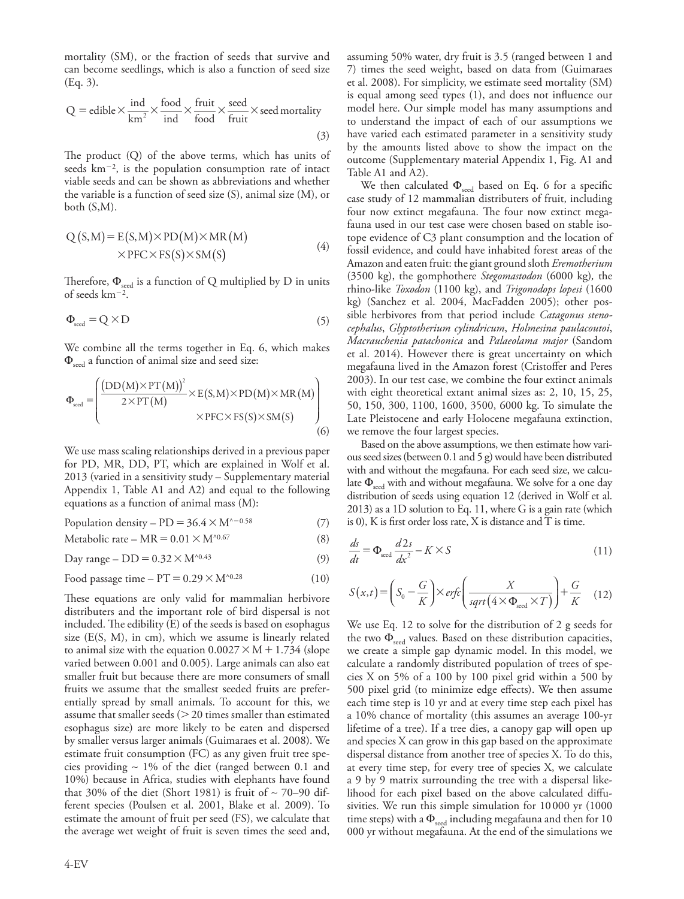mortality (SM), or the fraction of seeds that survive and can become seedlings, which is also a function of seed size (Eq. 3).

$$Q = \text{edible} \times \frac{\text{ind}}{\text{km}^2} \times \frac{\text{food}}{\text{ind}} \times \frac{\text{fruit}}{\text{food}} \times \frac{\text{seed}}{\text{fruit}} \times \text{seed mortality} \tag{3}$$

The product (Q) of the above terms, which has units of seeds km$^{-2}$, is the population consumption rate of intact viable seeds and can be shown as abbreviations and whether the variable is a function of seed size (S), animal size (M), or both (S,M).

$$Q(S,M) = E(S,M) \times PD(M) \times MR(M) \times PFC \times FS(S) \times SM(S) \tag{4}$$

Therefore, $\Phi_{seed}$ is a function of Q multiplied by D in units of seeds km$^{-2}$.

$$\Phi_{seed} = Q \times D \tag{5}$$

We combine all the terms together in Eq. 6, which makes $\Phi_{seed}$ a function of animal size and seed size:

$$\Phi_{seed} = \left( \frac{(DD(M) \times PT(M))^2}{2 \times PT(M)} \times E(S,M) \times PD(M) \times MR(M) \times PFC \times FS(S) \times SM(S) \right) \tag{6}$$

We use mass scaling relationships derived in a previous paper for PD, MR, DD, PT, which are explained in Wolf et al. 2013 (varied in a sensitivity study – Supplementary material Appendix 1, Table A1 and A2) and equal to the following equations as a function of animal mass (M):

$$\text{Population density} - PD = 36.4 \times M^{-0.58} \tag{7}$$

$$\text{Metabolic rate} - MR = 0.01 \times M^{0.67} \tag{8}$$

$$\text{Day range} - DD = 0.32 \times M^{0.43} \tag{9}$$

$$\text{Food passage time} - PT = 0.29 \times M^{0.28} \tag{10}$$

These equations are only valid for mammalian herbivore distributers and the important role of bird dispersal is not included. The edibility (E) of the seeds is based on esophagus size (E(S, M), in cm), which we assume is linearly related to animal size with the equation $0.0027 \times M + 1.734$ (slope varied between 0.001 and 0.005). Large animals can also eat smaller fruit but because there are more consumers of small fruits we assume that the smallest seeded fruits are preferentially spread by small animals. To account for this, we assume that smaller seeds (> 20 times smaller than estimated esophagus size) are more likely to be eaten and dispersed by smaller versus larger animals (Guimaraes et al. 2008). We estimate fruit consumption (FC) as any given fruit tree species providing ~ 1% of the diet (ranged between 0.1 and 10%) because in Africa, studies with elephants have found that 30% of the diet (Short 1981) is fruit of ~ 70–90 different species (Poulsen et al. 2001, Blake et al. 2009). To estimate the amount of fruit per seed (FS), we calculate that the average wet weight of fruit is seven times the seed and, assuming 50% water, dry fruit is 3.5 (ranged between 1 and 7) times the seed weight, based on data from (Guimaraes et al. 2008). For simplicity, we estimate seed mortality (SM) is equal among seed types (1), and does not influence our model here. Our simple model has many assumptions and to understand the impact of each of our assumptions we have varied each estimated parameter in a sensitivity study by the amounts listed above to show the impact on the outcome (Supplementary material Appendix 1, Fig. A1 and Table A1 and A2).

We then calculated $\Phi_{seed}$ based on Eq. 6 for a specific case study of 12 mammalian distributers of fruit, including four now extinct megafauna. The four now extinct megafauna used in our test case were chosen based on stable isotope evidence of C3 plant consumption and the location of fossil evidence, and could have inhabited forest areas of the Amazon and eaten fruit: the giant ground sloth *Eremotherium* (3500 kg), the gomphothere *Stegomastodon* (6000 kg), the rhino-like *Toxodon* (1100 kg), and *Trigonodops lopesi* (1600 kg) (Sanchez et al. 2004, MacFadden 2005); other possible herbivores from that period include *Catagonus stenocephalus*, *Glyptotherium cylindricum*, *Holmesina paulacoutoi*, *Macrauchenia patachonica* and *Palaeolama major* (Sandom et al. 2014). However there is great uncertainty on which megafauna lived in the Amazon forest (Cristoffer and Peres 2003). In our test case, we combine the four extinct animals with eight theoretical extant animal sizes as: 2, 10, 15, 25, 50, 150, 300, 1100, 1600, 3500, 6000 kg. To simulate the Late Pleistocene and early Holocene megafauna extinction, we remove the four largest species.

Based on the above assumptions, we then estimate how various seed sizes (between 0.1 and 5 g) would have been distributed with and without the megafauna. For each seed size, we calculate $\Phi_{seed}$ with and without megafauna. We solve for a one day distribution of seeds using equation 12 (derived in Wolf et al. 2013) as a 1D solution to Eq. 11, where G is a gain rate (which is 0), K is first order loss rate, X is distance and T is time.

$$\frac{ds}{dt} = \Phi_{seed} \frac{d2s}{dx^2} - K \times S \tag{11}$$

$$S(x,t) = \left( S_0 - \frac{G}{K} \right) \times erfc\left( \frac{X}{sqrt(4 \times \Phi_{seed} \times T)} \right) + \frac{G}{K} \tag{12}$$

We use Eq. 12 to solve for the distribution of 2 g seeds for the two $\Phi_{seed}$ values. Based on these distribution capacities, we create a simple gap dynamic model. In this model, we calculate a randomly distributed population of trees of species X on 5% of a 100 by 100 pixel grid within a 500 by 500 pixel grid (to minimize edge effects). We then assume each time step is 10 yr and at every time step each pixel has a 10% chance of mortality (this assumes an average 100-yr lifetime of a tree). If a tree dies, a canopy gap will open up and species X can grow in this gap based on the approximate dispersal distance from another tree of species X. To do this, at every time step, for every tree of species X, we calculate a 9 by 9 matrix surrounding the tree with a dispersal likelihood for each pixel based on the above calculated diffusivities. We run this simple simulation for 10 000 yr (1000 time steps) with a $\Phi_{seed}$ including megafauna and then for 10 000 yr without megafauna. At the end of the simulations we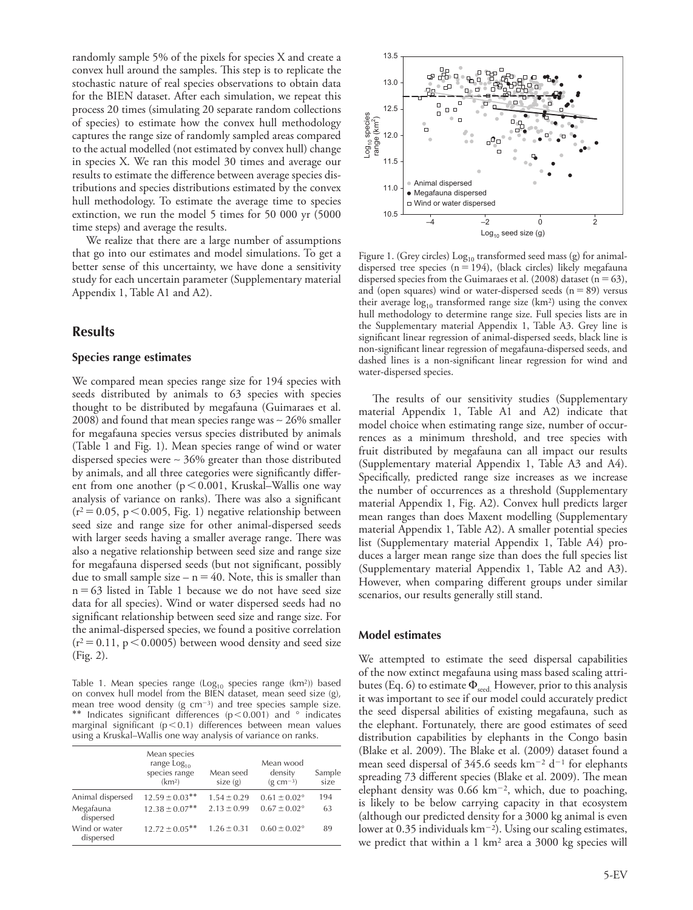randomly sample 5% of the pixels for species X and create a convex hull around the samples. This step is to replicate the stochastic nature of real species observations to obtain data for the BIEN dataset. After each simulation, we repeat this process 20 times (simulating 20 separate random collections of species) to estimate how the convex hull methodology captures the range size of randomly sampled areas compared to the actual modelled (not estimated by convex hull) change in species X. We ran this model 30 times and average our results to estimate the difference between average species distributions and species distributions estimated by the convex hull methodology. To estimate the average time to species extinction, we run the model 5 times for 50 000 yr (5000 time steps) and average the results.

We realize that there are a large number of assumptions that go into our estimates and model simulations. To get a better sense of this uncertainty, we have done a sensitivity study for each uncertain parameter (Supplementary material Appendix 1, Table A1 and A2).

## Results

### Species range estimates

We compared mean species range size for 194 species with seeds distributed by animals to 63 species with species thought to be distributed by megafauna (Guimaraes et al. 2008) and found that mean species range was ~ 26% smaller for megafauna species versus species distributed by animals (Table 1 and Fig. 1). Mean species range of wind or water dispersed species were ~ 36% greater than those distributed by animals, and all three categories were significantly different from one another ($p < 0.001$, Kruskal–Wallis one way analysis of variance on ranks). There was also a significant ($r^2 = 0.05$, $p < 0.005$, Fig. 1) negative relationship between seed size and range size for other animal-dispersed seeds with larger seeds having a smaller average range. There was also a negative relationship between seed size and range size for megafauna dispersed seeds (but not significant, possibly due to small sample size – $n = 40$. Note, this is smaller than $n = 63$ listed in Table 1 because we do not have seed size data for all species). Wind or water dispersed seeds had no significant relationship between seed size and range size. For the animal-dispersed species, we found a positive correlation ($r^2 = 0.11$, $p < 0.0005$) between wood density and seed size (Fig. 2).

Table 1. Mean species range ($\text{Log}_{10}$ species range (km$^2$)) based on convex hull model from the BIEN dataset, mean seed size (g), mean tree wood density (g cm$^{-3}$) and tree species sample size. ** Indicates significant differences ($p < 0.001$) and ° indicates marginal significant ($p < 0.1$) differences between mean values using a Kruskal–Wallis one way analysis of variance on ranks.

| | Mean species range $\text{Log}_{10}$ species range (km$^2$) | Mean seed size (g) | Mean wood density (g cm$^{-3}$) | Sample size |
|---|---|---|---|---|
| Animal dispersed | 12.59 ± 0.03** | 1.54 ± 0.29 | 0.61 ± 0.02° | 194 |
| Megafauna dispersed | 12.38 ± 0.07** | 2.13 ± 0.99 | 0.67 ± 0.02° | 63 |
| Wind or water dispersed | 12.72 ± 0.05** | 1.26 ± 0.31 | 0.60 ± 0.02° | 89 |

Figure 1. (Grey circles) $\text{Log}_{10}$ transformed seed mass (g) for animal-dispersed tree species ($n = 194$), (black circles) likely megafauna dispersed species from the Guimaraes et al. (2008) dataset ($n = 63$), and (open squares) wind or water-dispersed seeds ($n = 89$) versus their average $\text{log}_{10}$ transformed range size (km$^2$) using the convex hull methodology to determine range size. Full species lists are in the Supplementary material Appendix 1, Table A3. Grey line is significant linear regression of animal-dispersed seeds, black line is non-significant linear regression of megafauna-dispersed seeds, and dashed lines is a non-significant linear regression for wind and water-dispersed species.

The results of our sensitivity studies (Supplementary material Appendix 1, Table A1 and A2) indicate that model choice when estimating range size, number of occurrences as a minimum threshold, and tree species with fruit distributed by megafauna can all impact our results (Supplementary material Appendix 1, Table A3 and A4). Specifically, predicted range size increases as we increase the number of occurrences as a threshold (Supplementary material Appendix 1, Fig. A2). Convex hull predicts larger mean ranges than does Maxent modelling (Supplementary material Appendix 1, Table A2). A smaller potential species list (Supplementary material Appendix 1, Table A4) produces a larger mean range size than does the full species list (Supplementary material Appendix 1, Table A2 and A3). However, when comparing different groups under similar scenarios, our results generally still stand.

### Model estimates

We attempted to estimate the seed dispersal capabilities of the now extinct megafauna using mass based scaling attributes (Eq. 6) to estimate $\Phi_{seed}$. However, prior to this analysis it was important to see if our model could accurately predict the seed dispersal abilities of existing megafauna, such as the elephant. Fortunately, there are good estimates of seed distribution capabilities by elephants in the Congo basin (Blake et al. 2009). The Blake et al. (2009) dataset found a mean seed dispersal of 345.6 seeds km$^{-2}$ d$^{-1}$ for elephants spreading 73 different species (Blake et al. 2009). The mean elephant density was 0.66 km$^{-2}$, which, due to poaching, is likely to be below carrying capacity in that ecosystem (although our predicted density for a 3000 kg animal is even lower at 0.35 individuals km$^{-2}$). Using our scaling estimates, we predict that within a 1 km$^2$ area a 3000 kg species will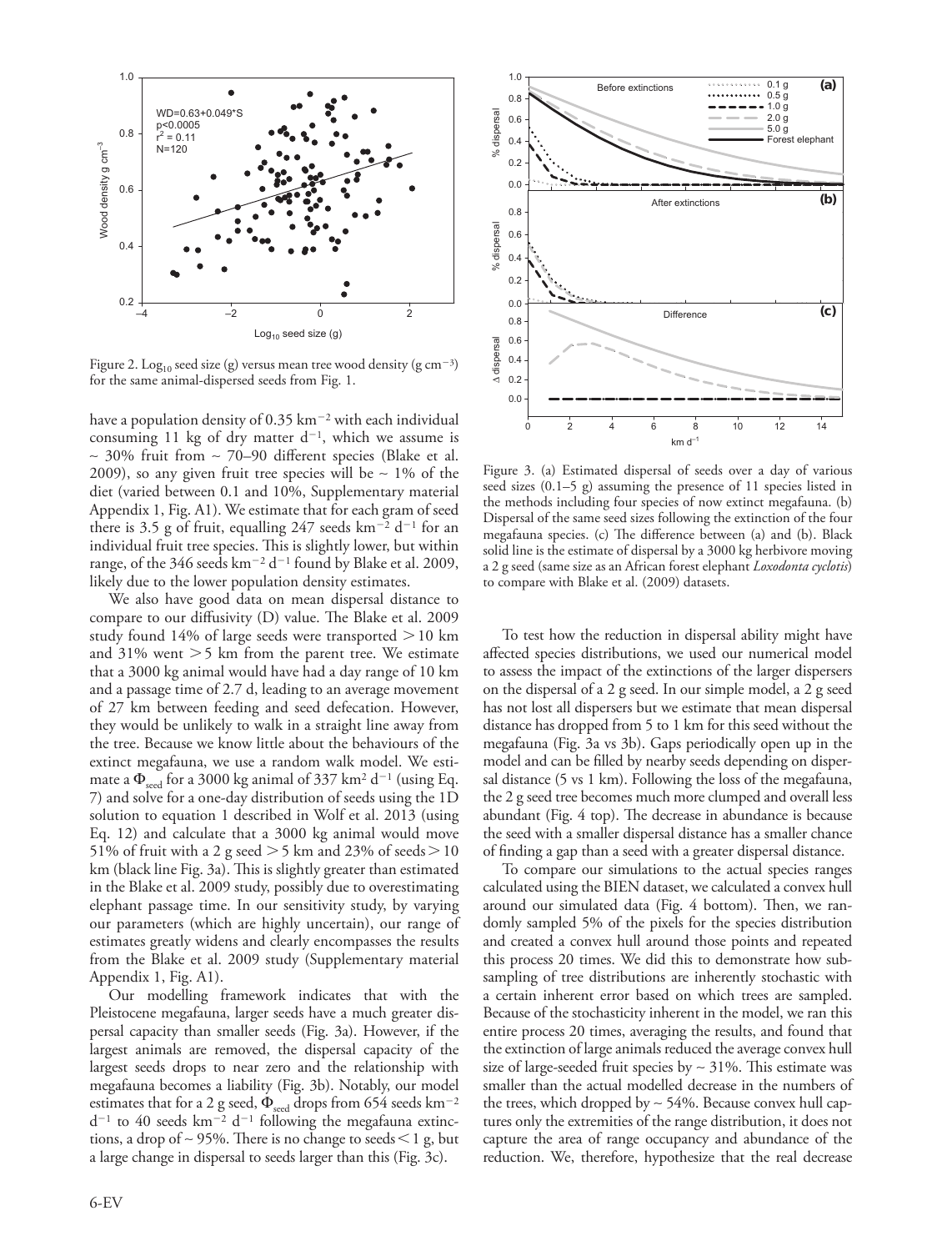Figure 2. $\log_{10}$ seed size (g) versus mean tree wood density (g cm$^{-3}$) for the same animal-dispersed seeds from Fig. 1.

have a population density of 0.35 km$^{-2}$ with each individual consuming 11 kg of dry matter d$^{-1}$, which we assume is ~ 30% fruit from ~ 70–90 different species (Blake et al. 2009), so any given fruit tree species will be ~ 1% of the diet (varied between 0.1 and 10%, Supplementary material Appendix 1, Fig. A1). We estimate that for each gram of seed there is 3.5 g of fruit, equalling 247 seeds km$^{-2}$ d$^{-1}$ for an individual fruit tree species. This is slightly lower, but within range, of the 346 seeds km$^{-2}$ d$^{-1}$ found by Blake et al. 2009, likely due to the lower population density estimates.

We also have good data on mean dispersal distance to compare to our diffusivity (D) value. The Blake et al. 2009 study found 14% of large seeds were transported > 10 km and 31% went > 5 km from the parent tree. We estimate that a 3000 kg animal would have had a day range of 10 km and a passage time of 2.7 d, leading to an average movement of 27 km between feeding and seed defecation. However, they would be unlikely to walk in a straight line away from the tree. Because we know little about the behaviours of the extinct megafauna, we use a random walk model. We estimate a $\Phi_{seed}$ for a 3000 kg animal of 337 km$^2$ d$^{-1}$ (using Eq. 7) and solve for a one-day distribution of seeds using the 1D solution to equation 1 described in Wolf et al. 2013 (using Eq. 12) and calculate that a 3000 kg animal would move 51% of fruit with a 2 g seed > 5 km and 23% of seeds > 10 km (black line Fig. 3a). This is slightly greater than estimated in the Blake et al. 2009 study, possibly due to overestimating elephant passage time. In our sensitivity study, by varying our parameters (which are highly uncertain), our range of estimates greatly widens and clearly encompasses the results from the Blake et al. 2009 study (Supplementary material Appendix 1, Fig. A1).

Our modelling framework indicates that with the Pleistocene megafauna, larger seeds have a much greater dispersal capacity than smaller seeds (Fig. 3a). However, if the largest animals are removed, the dispersal capacity of the largest seeds drops to near zero and the relationship with megafauna becomes a liability (Fig. 3b). Notably, our model estimates that for a 2 g seed, $\Phi_{seed}$ drops from 654 seeds km$^{-2}$ d$^{-1}$ to 40 seeds km$^{-2}$ d$^{-1}$ following the megafauna extinctions, a drop of ~ 95%. There is no change to seeds < 1 g, but a large change in dispersal to seeds larger than this (Fig. 3c).

Figure 3. (a) Estimated dispersal of seeds over a day of various seed sizes (0.1–5 g) assuming the presence of 11 species listed in the methods including four species of now extinct megafauna. (b) Dispersal of the same seed sizes following the extinction of the four megafauna species. (c) The difference between (a) and (b). Black solid line is the estimate of dispersal by a 3000 kg herbivore moving a 2 g seed (same size as an African forest elephant *Loxodonta cyclotis*) to compare with Blake et al. (2009) datasets.

To test how the reduction in dispersal ability might have affected species distributions, we used our numerical model to assess the impact of the extinctions of the larger dispersers on the dispersal of a 2 g seed. In our simple model, a 2 g seed has not lost all dispersers but we estimate that mean dispersal distance has dropped from 5 to 1 km for this seed without the megafauna (Fig. 3a vs 3b). Gaps periodically open up in the model and can be filled by nearby seeds depending on dispersal distance (5 vs 1 km). Following the loss of the megafauna, the 2 g seed tree becomes much more clumped and overall less abundant (Fig. 4 top). The decrease in abundance is because the seed with a smaller dispersal distance has a smaller chance of finding a gap than a seed with a greater dispersal distance.

To compare our simulations to the actual species ranges calculated using the BIEN dataset, we calculated a convex hull around our simulated data (Fig. 4 bottom). Then, we randomly sampled 5% of the pixels for the species distribution and created a convex hull around those points and repeated this process 20 times. We did this to demonstrate how subsampling of tree distributions are inherently stochastic with a certain inherent error based on which trees are sampled. Because of the stochasticity inherent in the model, we ran this entire process 20 times, averaging the results, and found that the extinction of large animals reduced the average convex hull size of large-seeded fruit species by ~ 31%. This estimate was smaller than the actual modelled decrease in the numbers of the trees, which dropped by ~ 54%. Because convex hull captures only the extremities of the range distribution, it does not capture the area of range occupancy and abundance of the reduction. We, therefore, hypothesize that the real decrease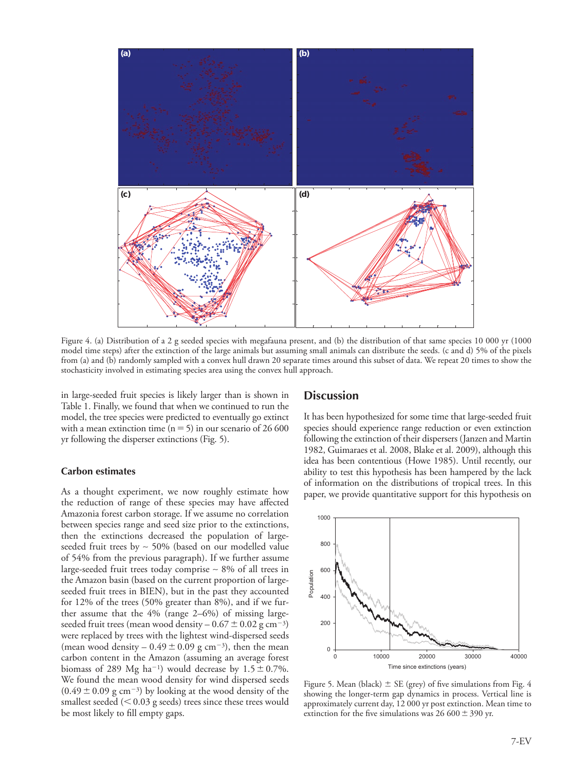Figure 4. (a) Distribution of a 2 g seeded species with megafauna present, and (b) the distribution of that same species 10 000 yr (1000 model time steps) after the extinction of the large animals but assuming small animals can distribute the seeds. (c and d) 5% of the pixels from (a) and (b) randomly sampled with a convex hull drawn 20 separate times around this subset of data. We repeat 20 times to show the stochasticity involved in estimating species area using the convex hull approach.

in large-seeded fruit species is likely larger than is shown in Table 1. Finally, we found that when we continued to run the model, the tree species were predicted to eventually go extinct with a mean extinction time ($n = 5$) in our scenario of 26 600 yr following the disperser extinctions (Fig. 5).

### Carbon estimates

As a thought experiment, we now roughly estimate how the reduction of range of these species may have affected Amazonia forest carbon storage. If we assume no correlation between species range and seed size prior to the extinctions, then the extinctions decreased the population of large-seeded fruit trees by ~ 50% (based on our modelled value of 54% from the previous paragraph). If we further assume large-seeded fruit trees today comprise ~ 8% of all trees in the Amazon basin (based on the current proportion of large-seeded fruit trees in BIEN), but in the past they accounted for 12% of the trees (50% greater than 8%), and if we further assume that the 4% (range 2–6%) of missing large-seeded fruit trees (mean wood density – $0.67 \pm 0.02$ g $cm^{-3}$) were replaced by trees with the lightest wind-dispersed seeds (mean wood density – $0.49 \pm 0.09$ g $cm^{-3}$), then the mean carbon content in the Amazon (assuming an average forest biomass of 289 Mg $ha^{-1}$) would decrease by $1.5 \pm 0.7$%. We found the mean wood density for wind dispersed seeds ($0.49 \pm 0.09$ g $cm^{-3}$) by looking at the wood density of the smallest seeded (< 0.03 g seeds) trees since these trees would be most likely to fill empty gaps.

## Discussion

It has been hypothesized for some time that large-seeded fruit species should experience range reduction or even extinction following the extinction of their dispersers (Janzen and Martin 1982, Guimaraes et al. 2008, Blake et al. 2009), although this idea has been contentious (Howe 1985). Until recently, our ability to test this hypothesis has been hampered by the lack of information on the distributions of tropical trees. In this paper, we provide quantitative support for this hypothesis on

Figure 5. Mean (black) ± SE (grey) of five simulations from Fig. 4 showing the longer-term gap dynamics in process. Vertical line is approximately current day, 12 000 yr post extinction. Mean time to extinction for the five simulations was 26 600 ± 390 yr.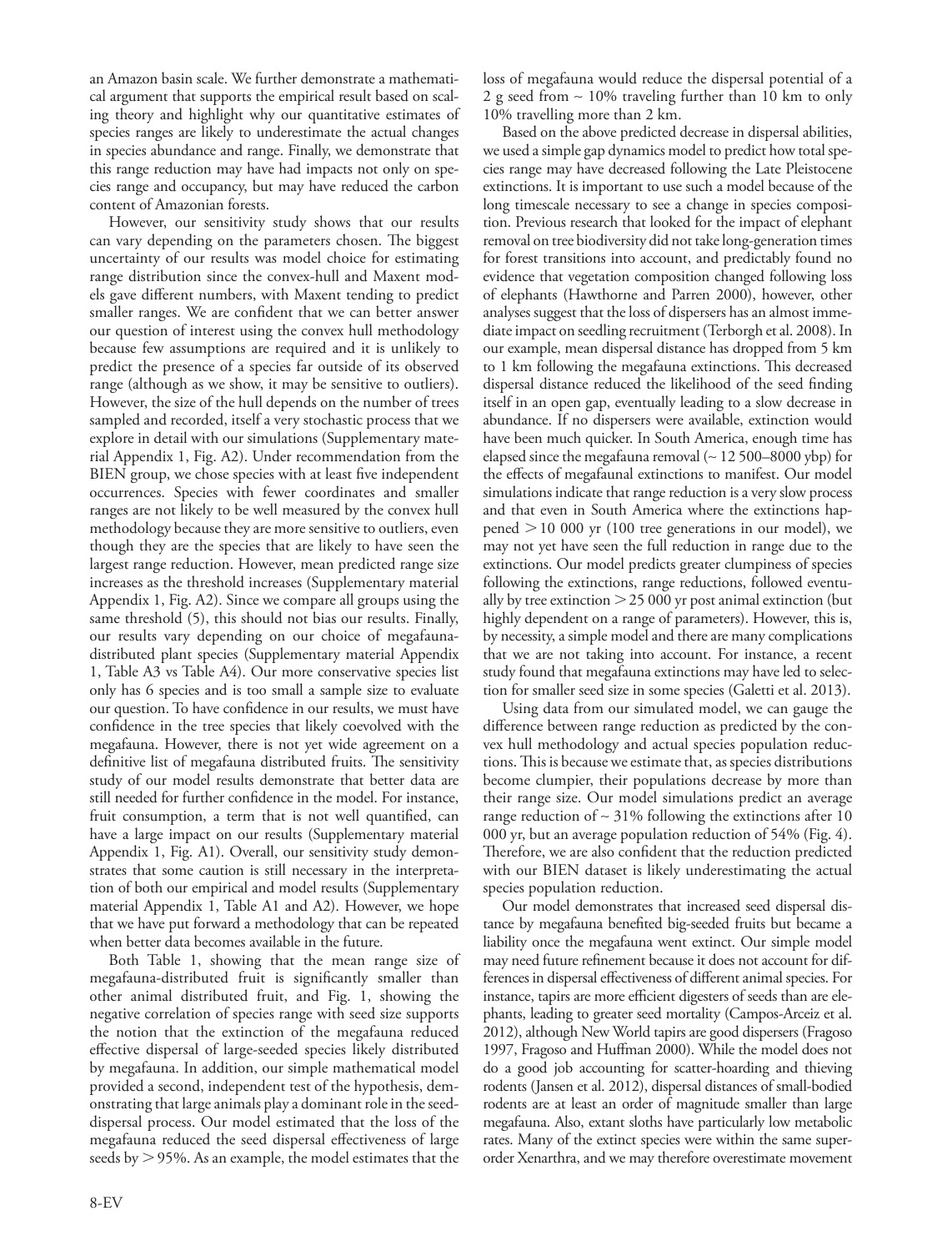an Amazon basin scale. We further demonstrate a mathematical argument that supports the empirical result based on scaling theory and highlight why our quantitative estimates of species ranges are likely to underestimate the actual changes in species abundance and range. Finally, we demonstrate that this range reduction may have had impacts not only on species range and occupancy, but may have reduced the carbon content of Amazonian forests.

However, our sensitivity study shows that our results can vary depending on the parameters chosen. The biggest uncertainty of our results was model choice for estimating range distribution since the convex-hull and Maxent models gave different numbers, with Maxent tending to predict smaller ranges. We are confident that we can better answer our question of interest using the convex hull methodology because few assumptions are required and it is unlikely to predict the presence of a species far outside of its observed range (although as we show, it may be sensitive to outliers). However, the size of the hull depends on the number of trees sampled and recorded, itself a very stochastic process that we explore in detail with our simulations (Supplementary material Appendix 1, Fig. A2). Under recommendation from the BIEN group, we chose species with at least five independent occurrences. Species with fewer coordinates and smaller ranges are not likely to be well measured by the convex hull methodology because they are more sensitive to outliers, even though they are the species that are likely to have seen the largest range reduction. However, mean predicted range size increases as the threshold increases (Supplementary material Appendix 1, Fig. A2). Since we compare all groups using the same threshold (5), this should not bias our results. Finally, our results vary depending on our choice of megafauna-distributed plant species (Supplementary material Appendix 1, Table A3 vs Table A4). Our more conservative species list only has 6 species and is too small a sample size to evaluate our question. To have confidence in our results, we must have confidence in the tree species that likely coevolved with the megafauna. However, there is not yet wide agreement on a definitive list of megafauna distributed fruits. The sensitivity study of our model results demonstrate that better data are still needed for further confidence in the model. For instance, fruit consumption, a term that is not well quantified, can have a large impact on our results (Supplementary material Appendix 1, Fig. A1). Overall, our sensitivity study demonstrates that some caution is still necessary in the interpretation of both our empirical and model results (Supplementary material Appendix 1, Table A1 and A2). However, we hope that we have put forward a methodology that can be repeated when better data becomes available in the future.

Both Table 1, showing that the mean range size of megafauna-distributed fruit is significantly smaller than other animal distributed fruit, and Fig. 1, showing the negative correlation of species range with seed size supports the notion that the extinction of the megafauna reduced effective dispersal of large-seeded species likely distributed by megafauna. In addition, our simple mathematical model provided a second, independent test of the hypothesis, demonstrating that large animals play a dominant role in the seed-dispersal process. Our model estimated that the loss of the megafauna reduced the seed dispersal effectiveness of large seeds by $>$ 95%. As an example, the model estimates that the loss of megafauna would reduce the dispersal potential of a 2 g seed from ~ 10% traveling further than 10 km to only 10% travelling more than 2 km.

Based on the above predicted decrease in dispersal abilities, we used a simple gap dynamics model to predict how total species range may have decreased following the Late Pleistocene extinctions. It is important to use such a model because of the long timescale necessary to see a change in species composition. Previous research that looked for the impact of elephant removal on tree biodiversity did not take long-generation times for forest transitions into account, and predictably found no evidence that vegetation composition changed following loss of elephants (Hawthorne and Parren 2000), however, other analyses suggest that the loss of dispersers has an almost immediate impact on seedling recruitment (Terborgh et al. 2008). In our example, mean dispersal distance has dropped from 5 km to 1 km following the megafauna extinctions. This decreased dispersal distance reduced the likelihood of the seed finding itself in an open gap, eventually leading to a slow decrease in abundance. If no dispersers were available, extinction would have been much quicker. In South America, enough time has elapsed since the megafauna removal (~ 12 500–8000 ybp) for the effects of megafaunal extinctions to manifest. Our model simulations indicate that range reduction is a very slow process and that even in South America where the extinctions happened $>$ 10 000 yr (100 tree generations in our model), we may not yet have seen the full reduction in range due to the extinctions. Our model predicts greater clumpiness of species following the extinctions, range reductions, followed eventually by tree extinction $>$ 25 000 yr post animal extinction (but highly dependent on a range of parameters). However, this is, by necessity, a simple model and there are many complications that we are not taking into account. For instance, a recent study found that megafauna extinctions may have led to selection for smaller seed size in some species (Galetti et al. 2013).

Using data from our simulated model, we can gauge the difference between range reduction as predicted by the convex hull methodology and actual species population reductions. This is because we estimate that, as species distributions become clumpier, their populations decrease by more than their range size. Our model simulations predict an average range reduction of ~ 31% following the extinctions after 10 000 yr, but an average population reduction of 54% (Fig. 4). Therefore, we are also confident that the reduction predicted with our BIEN dataset is likely underestimating the actual species population reduction.

Our model demonstrates that increased seed dispersal distance by megafauna benefited big-seeded fruits but became a liability once the megafauna went extinct. Our simple model may need future refinement because it does not account for differences in dispersal effectiveness of different animal species. For instance, tapirs are more efficient digesters of seeds than are elephants, leading to greater seed mortality (Campos-Arceiz et al. 2012), although New World tapirs are good dispersers (Fragoso 1997, Fragoso and Huffman 2000). While the model does not do a good job accounting for scatter-hoarding and thieving rodents (Jansen et al. 2012), dispersal distances of small-bodied rodents are at least an order of magnitude smaller than large megafauna. Also, extant sloths have particularly low metabolic rates. Many of the extinct species were within the same superorder Xenarthra, and we may therefore overestimate movement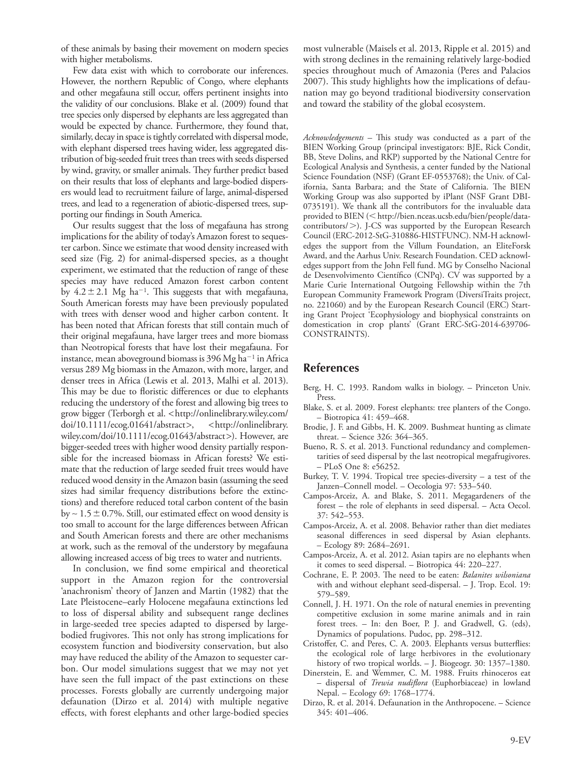of these animals by basing their movement on modern species with higher metabolisms.

Few data exist with which to corroborate our inferences. However, the northern Republic of Congo, where elephants and other megafauna still occur, offers pertinent insights into the validity of our conclusions. Blake et al. (2009) found that tree species only dispersed by elephants are less aggregated than would be expected by chance. Furthermore, they found that, similarly, decay in space is tightly correlated with dispersal mode, with elephant dispersed trees having wider, less aggregated distribution of big-seeded fruit trees than trees with seeds dispersed by wind, gravity, or smaller animals. They further predict based on their results that loss of elephants and large-bodied dispersers would lead to recruitment failure of large, animal-dispersed trees, and lead to a regeneration of abiotic-dispersed trees, supporting our findings in South America.

Our results suggest that the loss of megafauna has strong implications for the ability of today's Amazon forest to sequester carbon. Since we estimate that wood density increased with seed size (Fig. 2) for animal-dispersed species, as a thought experiment, we estimated that the reduction of range of these species may have reduced Amazon forest carbon content by $4.2 \pm 2.1$ Mg ha$^{-1}$. This suggests that with megafauna, South American forests may have been previously populated with trees with denser wood and higher carbon content. It has been noted that African forests that still contain much of their original megafauna, have larger trees and more biomass than Neotropical forests that have lost their megafauna. For instance, mean aboveground biomass is 396 Mg ha$^{-1}$ in Africa versus 289 Mg biomass in the Amazon, with more, larger, and denser trees in Africa (Lewis et al. 2013, Malhi et al. 2013). This may be due to floristic differences or due to elephants reducing the understory of the forest and allowing big trees to grow bigger (Terborgh et al. <http://onlinelibrary.wiley.com/doi/10.1111/ecog.01641/abstract>, <http://onlinelibrary.wiley.com/doi/10.1111/ecog.01643/abstract>). However, are bigger-seeded trees with higher wood density partially responsible for the increased biomass in African forests? We estimate that the reduction of large seeded fruit trees would have reduced wood density in the Amazon basin (assuming the seed sizes had similar frequency distributions before the extinctions) and therefore reduced total carbon content of the basin by ~ $1.5 \pm 0.7$%. Still, our estimated effect on wood density is too small to account for the large differences between African and South American forests and there are other mechanisms at work, such as the removal of the understory by megafauna allowing increased access of big trees to water and nutrients.

In conclusion, we find some empirical and theoretical support in the Amazon region for the controversial 'anachronism' theory of Janzen and Martin (1982) that the Late Pleistocene–early Holocene megafauna extinctions led to loss of dispersal ability and subsequent range declines in large-seeded tree species adapted to dispersed by large-bodied frugivores. This not only has strong implications for ecosystem function and biodiversity conservation, but also may have reduced the ability of the Amazon to sequester carbon. Our model simulations suggest that we may not yet have seen the full impact of the past extinctions on these processes. Forests globally are currently undergoing major defaunation (Dirzo et al. 2014) with multiple negative effects, with forest elephants and other large-bodied species most vulnerable (Maisels et al. 2013, Ripple et al. 2015) and with strong declines in the remaining relatively large-bodied species throughout much of Amazonia (Peres and Palacios 2007). This study highlights how the implications of defaunation may go beyond traditional biodiversity conservation and toward the stability of the global ecosystem.

*Acknowledgements* – This study was conducted as a part of the BIEN Working Group (principal investigators: BJE, Rick Condit, BB, Steve Dolins, and RKP) supported by the National Centre for Ecological Analysis and Synthesis, a center funded by the National Science Foundation (NSF) (Grant EF-0553768); the Univ. of California, Santa Barbara; and the State of California. The BIEN Working Group was also supported by iPlant (NSF Grant DBI-0735191). We thank all the contributors for the invaluable data provided to BIEN (<http://bien.nceas.ucsb.edu/bien/people/data-contributors/>). J-CS was supported by the European Research Council (ERC-2012-StG-310886-HISTFUNC). NM-H acknowledges the support from the Villum Foundation, an EliteForsk Award, and the Aarhus Univ. Research Foundation. CED acknowledges support from the John Fell fund. MG by Conselho Nacional de Desenvolvimento Científico (CNPq). CV was supported by a Marie Curie International Outgoing Fellowship within the 7th European Community Framework Program (DiversiTraits project, no. 221060) and by the European Research Council (ERC) Starting Grant Project 'Ecophysiology and biophysical constraints on domestication in crop plants' (Grant ERC-StG-2014-639706-CONSTRAINTS).

## References

Berg, H. C. 1993. Random walks in biology. – Princeton Univ. Press.

Blake, S. et al. 2009. Forest elephants: tree planters of the Congo. – Biotropica 41: 459–468.

Brodie, J. F. and Gibbs, H. K. 2009. Bushmeat hunting as climate threat. – Science 326: 364–365.

Bueno, R. S. et al. 2013. Functional redundancy and complementarities of seed dispersal by the last neotropical megafrugivores. – PLoS One 8: e56252.

Burkey, T. V. 1994. Tropical tree species-diversity – a test of the Janzen–Connell model. – Oecologia 97: 533–540.

Campos-Arceiz, A. and Blake, S. 2011. Megagardeners of the forest – the role of elephants in seed dispersal. – Acta Oecol. 37: 542–553.

Campos-Arceiz, A. et al. 2008. Behavior rather than diet mediates seasonal differences in seed dispersal by Asian elephants. – Ecology 89: 2684–2691.

Campos-Arceiz, A. et al. 2012. Asian tapirs are no elephants when it comes to seed dispersal. – Biotropica 44: 220–227.

Cochrane, E. P. 2003. The need to be eaten: *Balanites wilsoniana* with and without elephant seed-dispersal. – J. Trop. Ecol. 19: 579–589.

Connell, J. H. 1971. On the role of natural enemies in preventing competitive exclusion in some marine animals and in rain forest trees. – In: den Boer, P. J. and Gradwell, G. (eds), Dynamics of populations. Pudoc, pp. 298–312.

Cristoffer, C. and Peres, C. A. 2003. Elephants versus butterflies: the ecological role of large herbivores in the evolutionary history of two tropical worlds. – J. Biogeogr. 30: 1357–1380.

Dinerstein, E. and Wemmer, C. M. 1988. Fruits rhinoceros eat – dispersal of *Trewia nudiflora* (Euphorbiaceae) in lowland Nepal. – Ecology 69: 1768–1774.

Dirzo, R. et al. 2014. Defaunation in the Anthropocene. – Science 345: 401–406.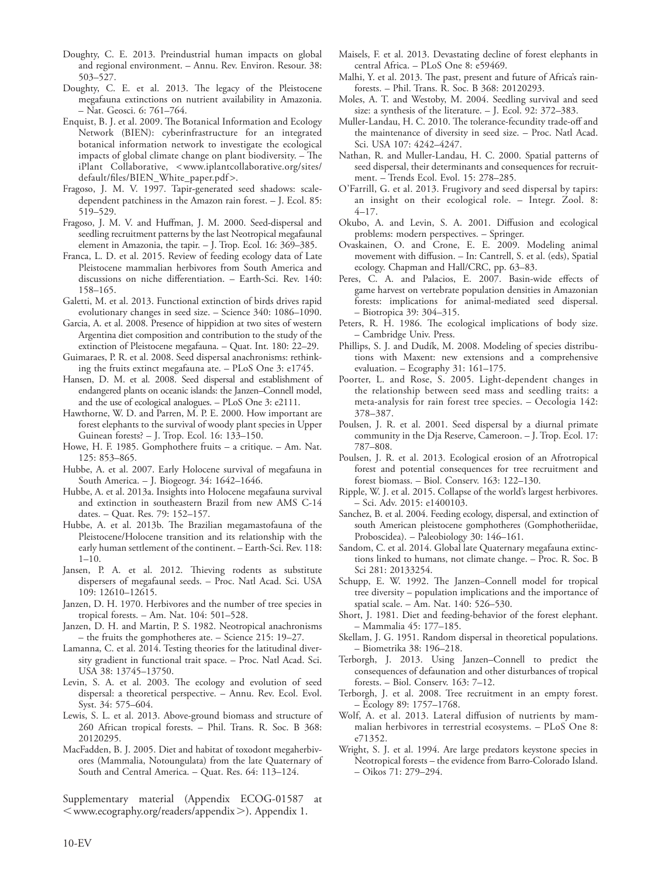Doughty, C. E. 2013. Preindustrial human impacts on global and regional environment. – Annu. Rev. Environ. Resour. 38: 503–527.

Doughty, C. E. et al. 2013. The legacy of the Pleistocene megafauna extinctions on nutrient availability in Amazonia. – Nat. Geosci. 6: 761–764.

Enquist, B. J. et al. 2009. The Botanical Information and Ecology Network (BIEN): cyberinfrastructure for an integrated botanical information network to investigate the ecological impacts of global climate change on plant biodiversity. – The iPlant Collaborative, <www.iplantcollaborative.org/sites/default/files/BIEN_White_paper.pdf>.

Fragoso, J. M. V. 1997. Tapir-generated seed shadows: scale-dependent patchiness in the Amazon rain forest. – J. Ecol. 85: 519–529.

Fragoso, J. M. V. and Huffman, J. M. 2000. Seed-dispersal and seedling recruitment patterns by the last Neotropical megafaunal element in Amazonia, the tapir. – J. Trop. Ecol. 16: 369–385.

Franca, L. D. et al. 2015. Review of feeding ecology data of Late Pleistocene mammalian herbivores from South America and discussions on niche differentiation. – Earth-Sci. Rev. 140: 158–165.

Galetti, M. et al. 2013. Functional extinction of birds drives rapid evolutionary changes in seed size. – Science 340: 1086–1090.

Garcia, A. et al. 2008. Presence of hippidion at two sites of western Argentina diet composition and contribution to the study of the extinction of Pleistocene megafauna. – Quat. Int. 180: 22–29.

Guimaraes, P. R. et al. 2008. Seed dispersal anachronisms: rethinking the fruits extinct megafauna ate. – PLoS One 3: e1745.

Hansen, D. M. et al. 2008. Seed dispersal and establishment of endangered plants on oceanic islands: the Janzen–Connell model, and the use of ecological analogues. – PLoS One 3: e2111.

Hawthorne, W. D. and Parren, M. P. E. 2000. How important are forest elephants to the survival of woody plant species in Upper Guinean forests? – J. Trop. Ecol. 16: 133–150.

Howe, H. F. 1985. Gomphothere fruits – a critique. – Am. Nat. 125: 853–865.

Hubbe, A. et al. 2007. Early Holocene survival of megafauna in South America. – J. Biogeogr. 34: 1642–1646.

Hubbe, A. et al. 2013a. Insights into Holocene megafauna survival and extinction in southeastern Brazil from new AMS C-14 dates. – Quat. Res. 79: 152–157.

Hubbe, A. et al. 2013b. The Brazilian megamastofauna of the Pleistocene/Holocene transition and its relationship with the early human settlement of the continent. – Earth-Sci. Rev. 118: 1–10.

Jansen, P. A. et al. 2012. Thieving rodents as substitute dispersers of megafaunal seeds. – Proc. Natl Acad. Sci. USA 109: 12610–12615.

Janzen, D. H. 1970. Herbivores and the number of tree species in tropical forests. – Am. Nat. 104: 501–528.

Janzen, D. H. and Martin, P. S. 1982. Neotropical anachronisms – the fruits the gomphotheres ate. – Science 215: 19–27.

Lamanna, C. et al. 2014. Testing theories for the latitudinal diversity gradient in functional trait space. – Proc. Natl Acad. Sci. USA 38: 13745–13750.

Levin, S. A. et al. 2003. The ecology and evolution of seed dispersal: a theoretical perspective. – Annu. Rev. Ecol. Evol. Syst. 34: 575–604.

Lewis, S. L. et al. 2013. Above-ground biomass and structure of 260 African tropical forests. – Phil. Trans. R. Soc. B 368: 20120295.

MacFadden, B. J. 2005. Diet and habitat of toxodont megaherbivores (Mammalia, Notoungulata) from the late Quaternary of South and Central America. – Quat. Res. 64: 113–124.

Maisels, F. et al. 2013. Devastating decline of forest elephants in central Africa. – PLoS One 8: e59469.

Malhi, Y. et al. 2013. The past, present and future of Africa's rainforests. – Phil. Trans. R. Soc. B 368: 20120293.

Moles, A. T. and Westoby, M. 2004. Seedling survival and seed size: a synthesis of the literature. – J. Ecol. 92: 372–383.

Muller-Landau, H. C. 2010. The tolerance-fecundity trade-off and the maintenance of diversity in seed size. – Proc. Natl Acad. Sci. USA 107: 4242–4247.

Nathan, R. and Muller-Landau, H. C. 2000. Spatial patterns of seed dispersal, their determinants and consequences for recruitment. – Trends Ecol. Evol. 15: 278–285.

O'Farrill, G. et al. 2013. Frugivory and seed dispersal by tapirs: an insight on their ecological role. – Integr. Zool. 8: 4–17.

Okubo, A. and Levin, S. A. 2001. Diffusion and ecological problems: modern perspectives. – Springer.

Ovaskainen, O. and Crone, E. E. 2009. Modeling animal movement with diffusion. – In: Cantrell, S. et al. (eds), Spatial ecology. Chapman and Hall/CRC, pp. 63–83.

Peres, C. A. and Palacios, E. 2007. Basin-wide effects of game harvest on vertebrate population densities in Amazonian forests: implications for animal-mediated seed dispersal. – Biotropica 39: 304–315.

Peters, R. H. 1986. The ecological implications of body size. – Cambridge Univ. Press.

Phillips, S. J. and Dudík, M. 2008. Modeling of species distributions with Maxent: new extensions and a comprehensive evaluation. – Ecography 31: 161–175.

Poorter, L. and Rose, S. 2005. Light-dependent changes in the relationship between seed mass and seedling traits: a meta-analysis for rain forest tree species. – Oecologia 142: 378–387.

Poulsen, J. R. et al. 2001. Seed dispersal by a diurnal primate community in the Dja Reserve, Cameroon. – J. Trop. Ecol. 17: 787–808.

Poulsen, J. R. et al. 2013. Ecological erosion of an Afrotropical forest and potential consequences for tree recruitment and forest biomass. – Biol. Conserv. 163: 122–130.

Ripple, W. J. et al. 2015. Collapse of the world's largest herbivores. – Sci. Adv. 2015: e1400103.

Sanchez, B. et al. 2004. Feeding ecology, dispersal, and extinction of south American pleistocene gomphotheres (Gomphotheriidae, Proboscidea). – Paleobiology 30: 146–161.

Sandom, C. et al. 2014. Global late Quaternary megafauna extinctions linked to humans, not climate change. – Proc. R. Soc. B Sci 281: 20133254.

Schupp, E. W. 1992. The Janzen–Connell model for tropical tree diversity – population implications and the importance of spatial scale. – Am. Nat. 140: 526–530.

Short, J. 1981. Diet and feeding-behavior of the forest elephant. – Mammalia 45: 177–185.

Skellam, J. G. 1951. Random dispersal in theoretical populations. – Biometrika 38: 196–218.

Terborgh, J. 2013. Using Janzen–Connell to predict the consequences of defaunation and other disturbances of tropical forests. – Biol. Conserv. 163: 7–12.

Terborgh, J. et al. 2008. Tree recruitment in an empty forest. – Ecology 89: 1757–1768.

Wolf, A. et al. 2013. Lateral diffusion of nutrients by mammalian herbivores in terrestrial ecosystems. – PLoS One 8: e71352.

Wright, S. J. et al. 1994. Are large predators keystone species in Neotropical forests – the evidence from Barro-Colorado Island. – Oikos 71: 279–294.

Supplementary material (Appendix ECOG-01587 at <www.ecography.org/readers/appendix>). Appendix 1.